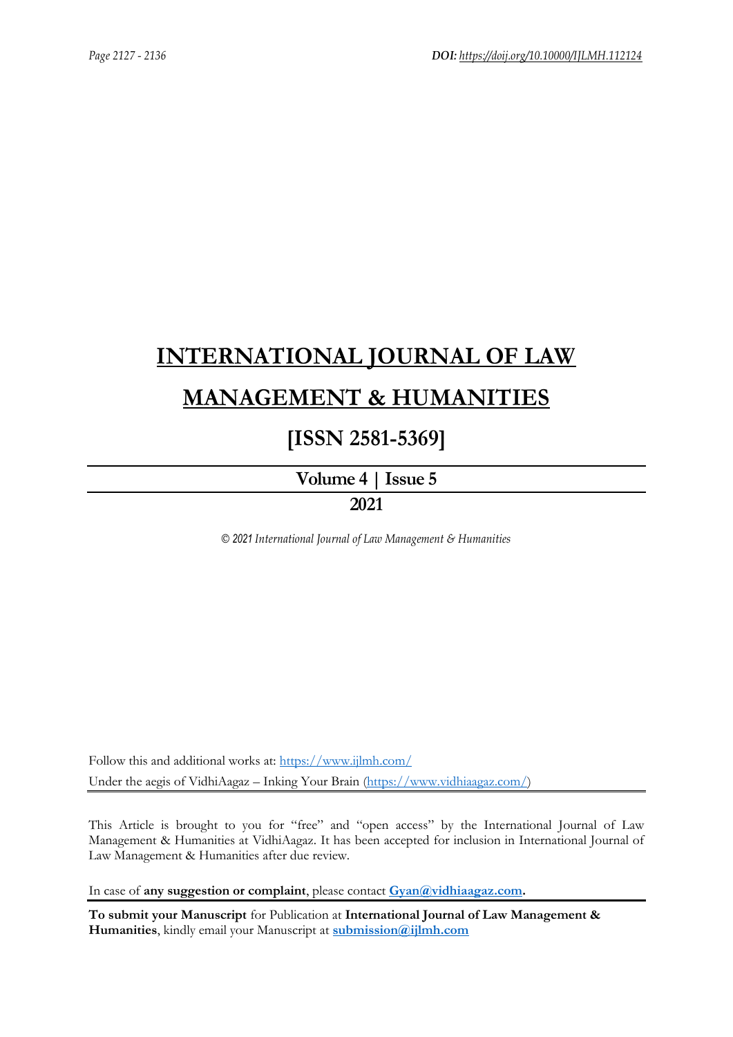# INTERNATIONAL JOURNAL OF LAW MANAGEMENT & HUMANITIES

## [ISSN 2581-5369]

**Volume 4 | Issue 5**

**2021**

*© 2021 International Journal of Law Management & Humanities*

Follow this and additional works at: https://www.ijlmh.com/

Under the aegis of VidhiAagaz – Inking Your Brain (https://www.vidhiaagaz.com/)

This Article is brought to you for "free" and "open access" by the International Journal of Law Management & Humanities at VidhiAagaz. It has been accepted for inclusion in International Journal of Law Management & Humanities after due review.

In case of **any suggestion or complaint**, please contact **Gyan@vidhiaagaz.com.**

**To submit your Manuscript** for Publication at **International Journal of Law Management & Humanities**, kindly email your Manuscript at **submission@ijlmh.com**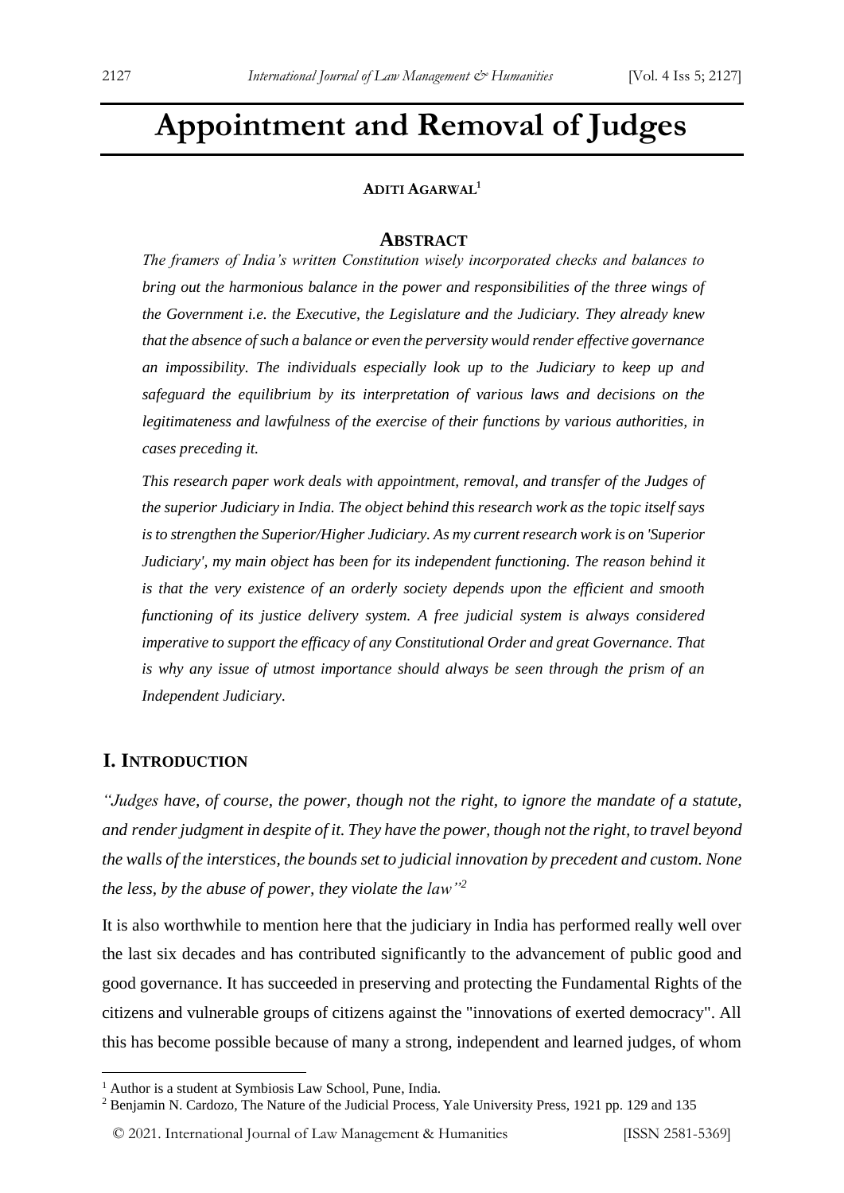# Appointment and Removal of Judges

**Aditi Agarwal**[1]

## Abstract

*The framers of India's written Constitution wisely incorporated checks and balances to bring out the harmonious balance in the power and responsibilities of the three wings of the Government i.e. the Executive, the Legislature and the Judiciary. They already knew that the absence of such a balance or even the perversity would render effective governance an impossibility. The individuals especially look up to the Judiciary to keep up and safeguard the equilibrium by its interpretation of various laws and decisions on the legitimateness and lawfulness of the exercise of their functions by various authorities, in cases preceding it.*

*This research paper work deals with appointment, removal, and transfer of the Judges of the superior Judiciary in India. The object behind this research work as the topic itself says is to strengthen the Superior/Higher Judiciary. As my current research work is on 'Superior Judiciary', my main object has been for its independent functioning. The reason behind it is that the very existence of an orderly society depends upon the efficient and smooth functioning of its justice delivery system. A free judicial system is always considered imperative to support the efficacy of any Constitutional Order and great Governance. That is why any issue of utmost importance should always be seen through the prism of an Independent Judiciary.*

## I. Introduction

*"Judges have, of course, the power, though not the right, to ignore the mandate of a statute, and render judgment in despite of it. They have the power, though not the right, to travel beyond the walls of the interstices, the bounds set to judicial innovation by precedent and custom. None the less, by the abuse of power, they violate the law"*[2]

It is also worthwhile to mention here that the judiciary in India has performed really well over the last six decades and has contributed significantly to the advancement of public good and good governance. It has succeeded in preserving and protecting the Fundamental Rights of the citizens and vulnerable groups of citizens against the "innovations of exerted democracy". All this has become possible because of many a strong, independent and learned judges, of whom

---

[1] Author is a student at Symbiosis Law School, Pune, India.

[2] Benjamin N. Cardozo, The Nature of the Judicial Process, Yale University Press, 1921 pp. 129 and 135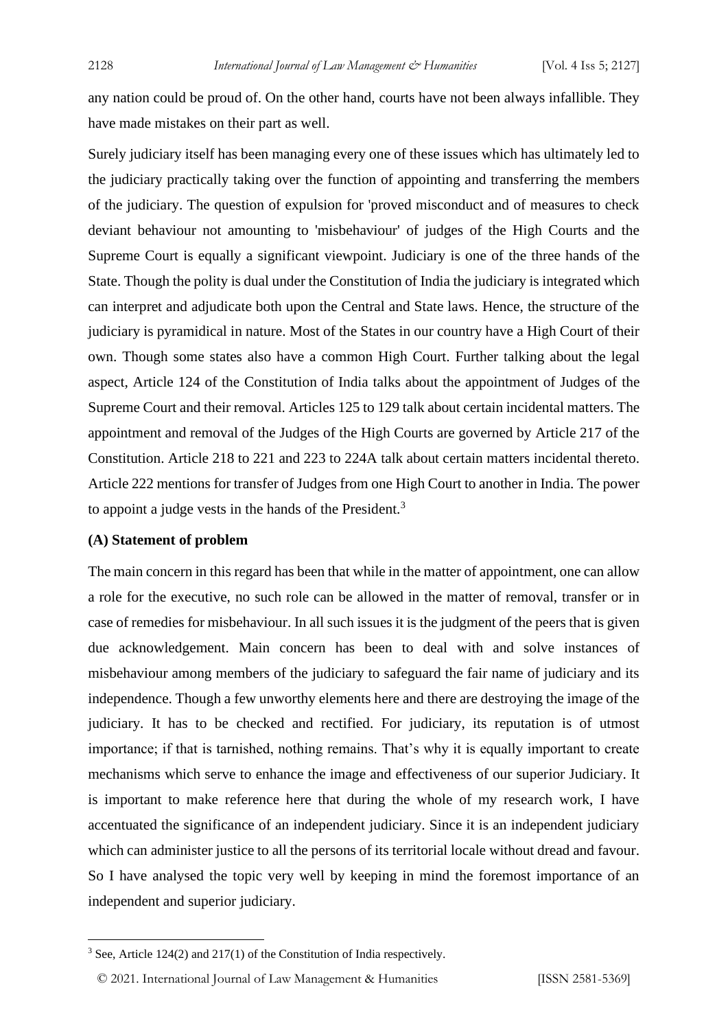any nation could be proud of. On the other hand, courts have not been always infallible. They have made mistakes on their part as well.

Surely judiciary itself has been managing every one of these issues which has ultimately led to the judiciary practically taking over the function of appointing and transferring the members of the judiciary. The question of expulsion for 'proved misconduct and of measures to check deviant behaviour not amounting to 'misbehaviour' of judges of the High Courts and the Supreme Court is equally a significant viewpoint. Judiciary is one of the three hands of the State. Though the polity is dual under the Constitution of India the judiciary is integrated which can interpret and adjudicate both upon the Central and State laws. Hence, the structure of the judiciary is pyramidical in nature. Most of the States in our country have a High Court of their own. Though some states also have a common High Court. Further talking about the legal aspect, Article 124 of the Constitution of India talks about the appointment of Judges of the Supreme Court and their removal. Articles 125 to 129 talk about certain incidental matters. The appointment and removal of the Judges of the High Courts are governed by Article 217 of the Constitution. Article 218 to 221 and 223 to 224A talk about certain matters incidental thereto. Article 222 mentions for transfer of Judges from one High Court to another in India. The power to appoint a judge vests in the hands of the President.[3]

**(A) Statement of problem**

The main concern in this regard has been that while in the matter of appointment, one can allow a role for the executive, no such role can be allowed in the matter of removal, transfer or in case of remedies for misbehaviour. In all such issues it is the judgment of the peers that is given due acknowledgement. Main concern has been to deal with and solve instances of misbehaviour among members of the judiciary to safeguard the fair name of judiciary and its independence. Though a few unworthy elements here and there are destroying the image of the judiciary. It has to be checked and rectified. For judiciary, its reputation is of utmost importance; if that is tarnished, nothing remains. That's why it is equally important to create mechanisms which serve to enhance the image and effectiveness of our superior Judiciary. It is important to make reference here that during the whole of my research work, I have accentuated the significance of an independent judiciary. Since it is an independent judiciary which can administer justice to all the persons of its territorial locale without dread and favour. So I have analysed the topic very well by keeping in mind the foremost importance of an independent and superior judiciary.

[3] See, Article 124(2) and 217(1) of the Constitution of India respectively.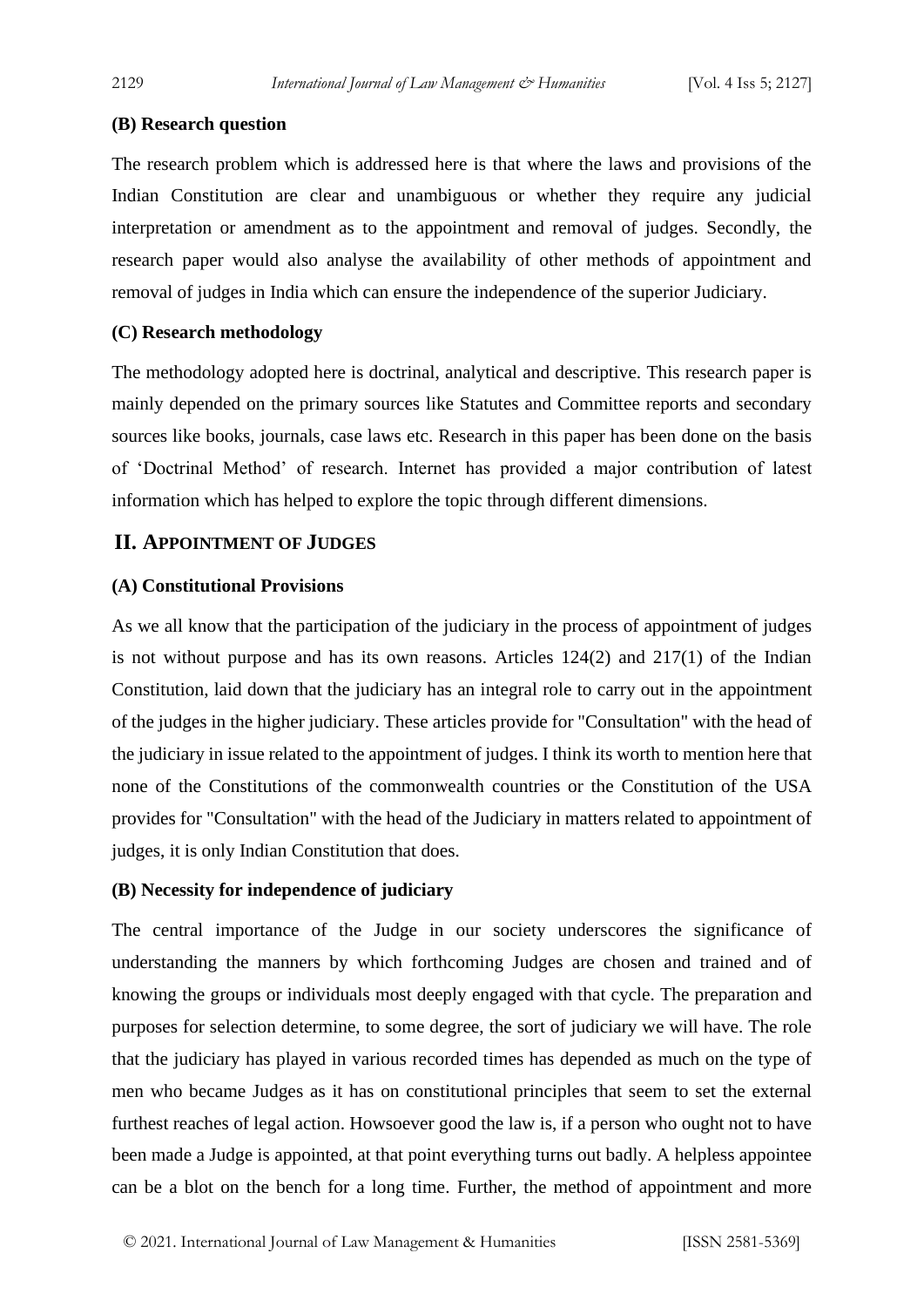### (B) Research question

The research problem which is addressed here is that where the laws and provisions of the Indian Constitution are clear and unambiguous or whether they require any judicial interpretation or amendment as to the appointment and removal of judges. Secondly, the research paper would also analyse the availability of other methods of appointment and removal of judges in India which can ensure the independence of the superior Judiciary.

### (C) Research methodology

The methodology adopted here is doctrinal, analytical and descriptive. This research paper is mainly depended on the primary sources like Statutes and Committee reports and secondary sources like books, journals, case laws etc. Research in this paper has been done on the basis of 'Doctrinal Method' of research. Internet has provided a major contribution of latest information which has helped to explore the topic through different dimensions.

## II. Appointment of Judges

### (A) Constitutional Provisions

As we all know that the participation of the judiciary in the process of appointment of judges is not without purpose and has its own reasons. Articles 124(2) and 217(1) of the Indian Constitution, laid down that the judiciary has an integral role to carry out in the appointment of the judges in the higher judiciary. These articles provide for "Consultation" with the head of the judiciary in issue related to the appointment of judges. I think its worth to mention here that none of the Constitutions of the commonwealth countries or the Constitution of the USA provides for "Consultation" with the head of the Judiciary in matters related to appointment of judges, it is only Indian Constitution that does.

### (B) Necessity for independence of judiciary

The central importance of the Judge in our society underscores the significance of understanding the manners by which forthcoming Judges are chosen and trained and of knowing the groups or individuals most deeply engaged with that cycle. The preparation and purposes for selection determine, to some degree, the sort of judiciary we will have. The role that the judiciary has played in various recorded times has depended as much on the type of men who became Judges as it has on constitutional principles that seem to set the external furthest reaches of legal action. Howsoever good the law is, if a person who ought not to have been made a Judge is appointed, at that point everything turns out badly. A helpless appointee can be a blot on the bench for a long time. Further, the method of appointment and more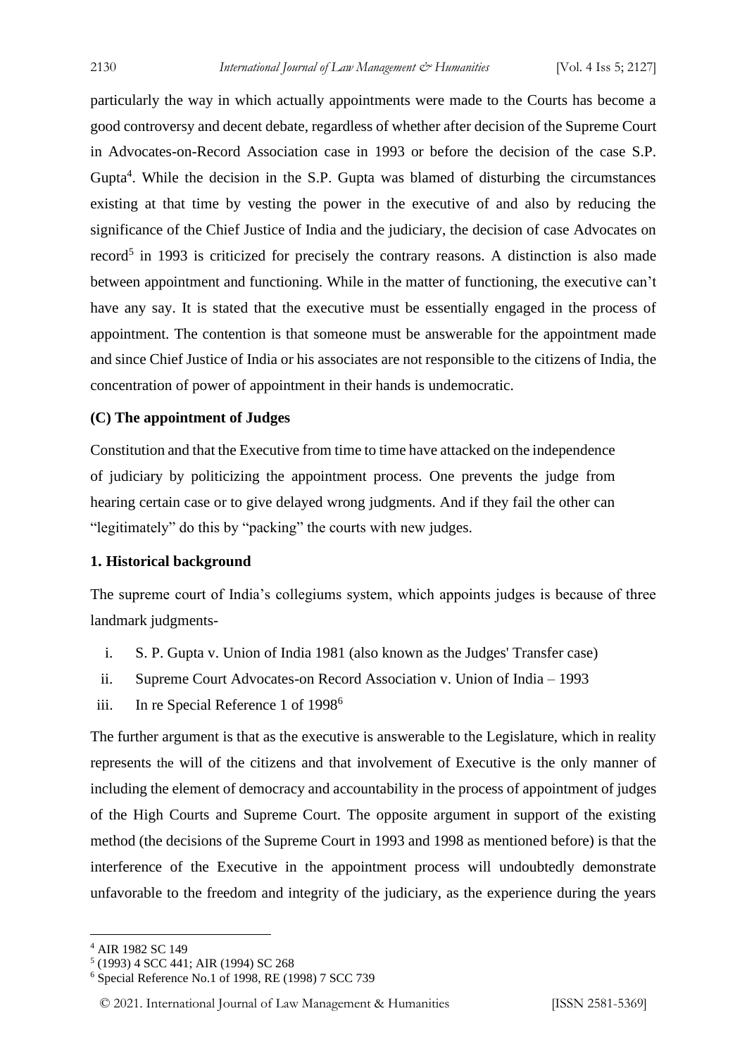particularly the way in which actually appointments were made to the Courts has become a good controversy and decent debate, regardless of whether after decision of the Supreme Court in Advocates-on-Record Association case in 1993 or before the decision of the case S.P. Gupta[4]. While the decision in the S.P. Gupta was blamed of disturbing the circumstances existing at that time by vesting the power in the executive of and also by reducing the significance of the Chief Justice of India and the judiciary, the decision of case Advocates on record[5] in 1993 is criticized for precisely the contrary reasons. A distinction is also made between appointment and functioning. While in the matter of functioning, the executive can't have any say. It is stated that the executive must be essentially engaged in the process of appointment. The contention is that someone must be answerable for the appointment made and since Chief Justice of India or his associates are not responsible to the citizens of India, the concentration of power of appointment in their hands is undemocratic.

**(C) The appointment of Judges**

Constitution and that the Executive from time to time have attacked on the independence of judiciary by politicizing the appointment process. One prevents the judge from hearing certain case or to give delayed wrong judgments. And if they fail the other can "legitimately" do this by "packing" the courts with new judges.

**1. Historical background**

The supreme court of India's collegiums system, which appoints judges is because of three landmark judgments-

i. S. P. Gupta v. Union of India 1981 (also known as the Judges' Transfer case)
ii. Supreme Court Advocates-on Record Association v. Union of India – 1993
iii. In re Special Reference 1 of 1998[6]

The further argument is that as the executive is answerable to the Legislature, which in reality represents the will of the citizens and that involvement of Executive is the only manner of including the element of democracy and accountability in the process of appointment of judges of the High Courts and Supreme Court. The opposite argument in support of the existing method (the decisions of the Supreme Court in 1993 and 1998 as mentioned before) is that the interference of the Executive in the appointment process will undoubtedly demonstrate unfavorable to the freedom and integrity of the judiciary, as the experience during the years

---

[4] AIR 1982 SC 149

[5] (1993) 4 SCC 441; AIR (1994) SC 268

[6] Special Reference No.1 of 1998, RE (1998) 7 SCC 739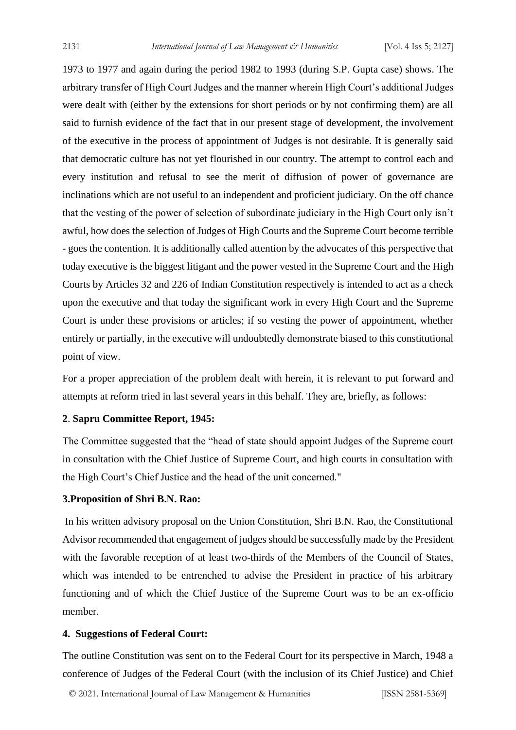1973 to 1977 and again during the period 1982 to 1993 (during S.P. Gupta case) shows. The arbitrary transfer of High Court Judges and the manner wherein High Court's additional Judges were dealt with (either by the extensions for short periods or by not confirming them) are all said to furnish evidence of the fact that in our present stage of development, the involvement of the executive in the process of appointment of Judges is not desirable. It is generally said that democratic culture has not yet flourished in our country. The attempt to control each and every institution and refusal to see the merit of diffusion of power of governance are inclinations which are not useful to an independent and proficient judiciary. On the off chance that the vesting of the power of selection of subordinate judiciary in the High Court only isn't awful, how does the selection of Judges of High Courts and the Supreme Court become terrible - goes the contention. It is additionally called attention by the advocates of this perspective that today executive is the biggest litigant and the power vested in the Supreme Court and the High Courts by Articles 32 and 226 of Indian Constitution respectively is intended to act as a check upon the executive and that today the significant work in every High Court and the Supreme Court is under these provisions or articles; if so vesting the power of appointment, whether entirely or partially, in the executive will undoubtedly demonstrate biased to this constitutional point of view.

For a proper appreciation of the problem dealt with herein, it is relevant to put forward and attempts at reform tried in last several years in this behalf. They are, briefly, as follows:

**2**. **Sapru Committee Report, 1945:**

The Committee suggested that the "head of state should appoint Judges of the Supreme court in consultation with the Chief Justice of Supreme Court, and high courts in consultation with the High Court's Chief Justice and the head of the unit concerned."

**3.Proposition of Shri B.N. Rao:**

In his written advisory proposal on the Union Constitution, Shri B.N. Rao, the Constitutional Advisor recommended that engagement of judges should be successfully made by the President with the favorable reception of at least two-thirds of the Members of the Council of States, which was intended to be entrenched to advise the President in practice of his arbitrary functioning and of which the Chief Justice of the Supreme Court was to be an ex-officio member.

**4. Suggestions of Federal Court:**

The outline Constitution was sent on to the Federal Court for its perspective in March, 1948 a conference of Judges of the Federal Court (with the inclusion of its Chief Justice) and Chief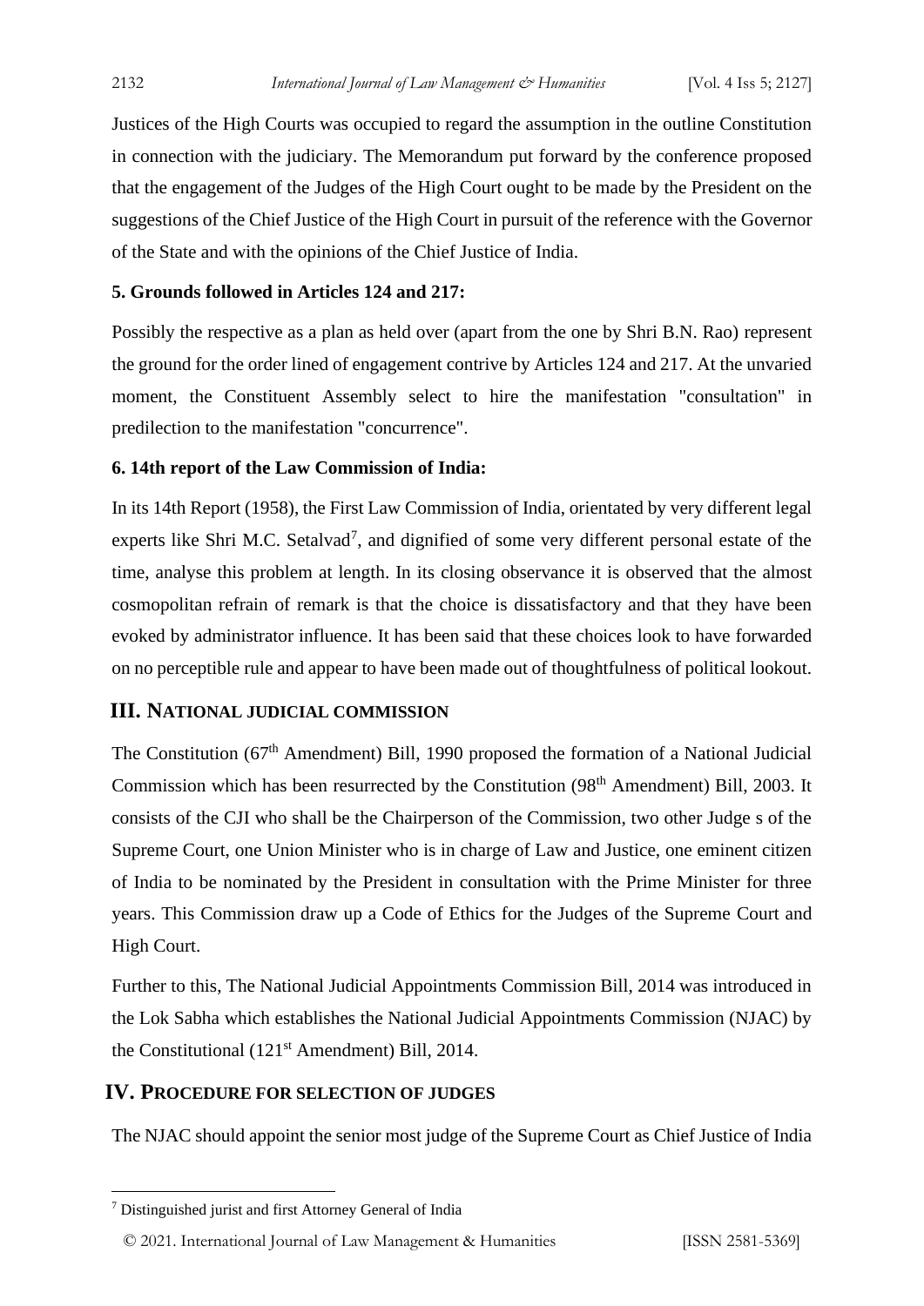Justices of the High Courts was occupied to regard the assumption in the outline Constitution in connection with the judiciary. The Memorandum put forward by the conference proposed that the engagement of the Judges of the High Court ought to be made by the President on the suggestions of the Chief Justice of the High Court in pursuit of the reference with the Governor of the State and with the opinions of the Chief Justice of India.

**5. Grounds followed in Articles 124 and 217:**

Possibly the respective as a plan as held over (apart from the one by Shri B.N. Rao) represent the ground for the order lined of engagement contrive by Articles 124 and 217. At the unvaried moment, the Constituent Assembly select to hire the manifestation "consultation" in predilection to the manifestation "concurrence".

**6. 14th report of the Law Commission of India:**

In its 14th Report (1958), the First Law Commission of India, orientated by very different legal experts like Shri M.C. Setalvad[7], and dignified of some very different personal estate of the time, analyse this problem at length. In its closing observance it is observed that the almost cosmopolitan refrain of remark is that the choice is dissatisfactory and that they have been evoked by administrator influence. It has been said that these choices look to have forwarded on no perceptible rule and appear to have been made out of thoughtfulness of political lookout.

## III. National Judicial Commission

The Constitution (67th Amendment) Bill, 1990 proposed the formation of a National Judicial Commission which has been resurrected by the Constitution (98th Amendment) Bill, 2003. It consists of the CJI who shall be the Chairperson of the Commission, two other Judge s of the Supreme Court, one Union Minister who is in charge of Law and Justice, one eminent citizen of India to be nominated by the President in consultation with the Prime Minister for three years. This Commission draw up a Code of Ethics for the Judges of the Supreme Court and High Court.

Further to this, The National Judicial Appointments Commission Bill, 2014 was introduced in the Lok Sabha which establishes the National Judicial Appointments Commission (NJAC) by the Constitutional (121st Amendment) Bill, 2014.

## IV. Procedure for Selection of Judges

The NJAC should appoint the senior most judge of the Supreme Court as Chief Justice of India

[7] Distinguished jurist and first Attorney General of India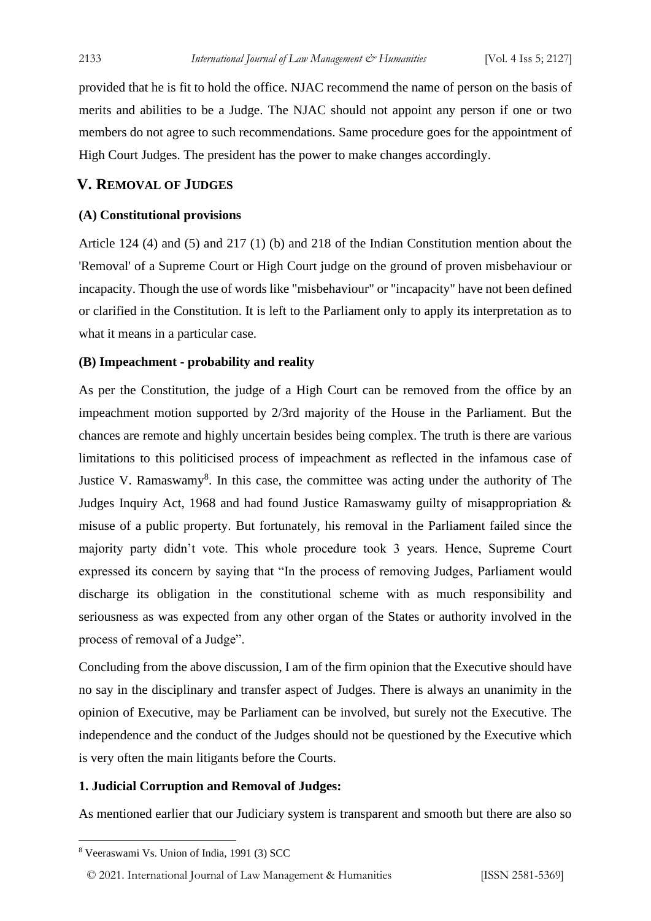provided that he is fit to hold the office. NJAC recommend the name of person on the basis of merits and abilities to be a Judge. The NJAC should not appoint any person if one or two members do not agree to such recommendations. Same procedure goes for the appointment of High Court Judges. The president has the power to make changes accordingly.

## V. Removal of Judges

### (A) Constitutional provisions

Article 124 (4) and (5) and 217 (1) (b) and 218 of the Indian Constitution mention about the 'Removal' of a Supreme Court or High Court judge on the ground of proven misbehaviour or incapacity. Though the use of words like "misbehaviour" or "incapacity" have not been defined or clarified in the Constitution. It is left to the Parliament only to apply its interpretation as to what it means in a particular case.

### (B) Impeachment - probability and reality

As per the Constitution, the judge of a High Court can be removed from the office by an impeachment motion supported by 2/3rd majority of the House in the Parliament. But the chances are remote and highly uncertain besides being complex. The truth is there are various limitations to this politicised process of impeachment as reflected in the infamous case of Justice V. Ramaswamy[8]. In this case, the committee was acting under the authority of The Judges Inquiry Act, 1968 and had found Justice Ramaswamy guilty of misappropriation & misuse of a public property. But fortunately, his removal in the Parliament failed since the majority party didn't vote. This whole procedure took 3 years. Hence, Supreme Court expressed its concern by saying that "In the process of removing Judges, Parliament would discharge its obligation in the constitutional scheme with as much responsibility and seriousness as was expected from any other organ of the States or authority involved in the process of removal of a Judge".

Concluding from the above discussion, I am of the firm opinion that the Executive should have no say in the disciplinary and transfer aspect of Judges. There is always an unanimity in the opinion of Executive, may be Parliament can be involved, but surely not the Executive. The independence and the conduct of the Judges should not be questioned by the Executive which is very often the main litigants before the Courts.

### 1. Judicial Corruption and Removal of Judges:

As mentioned earlier that our Judiciary system is transparent and smooth but there are also so

---

[8] Veeraswami Vs. Union of India, 1991 (3) SCC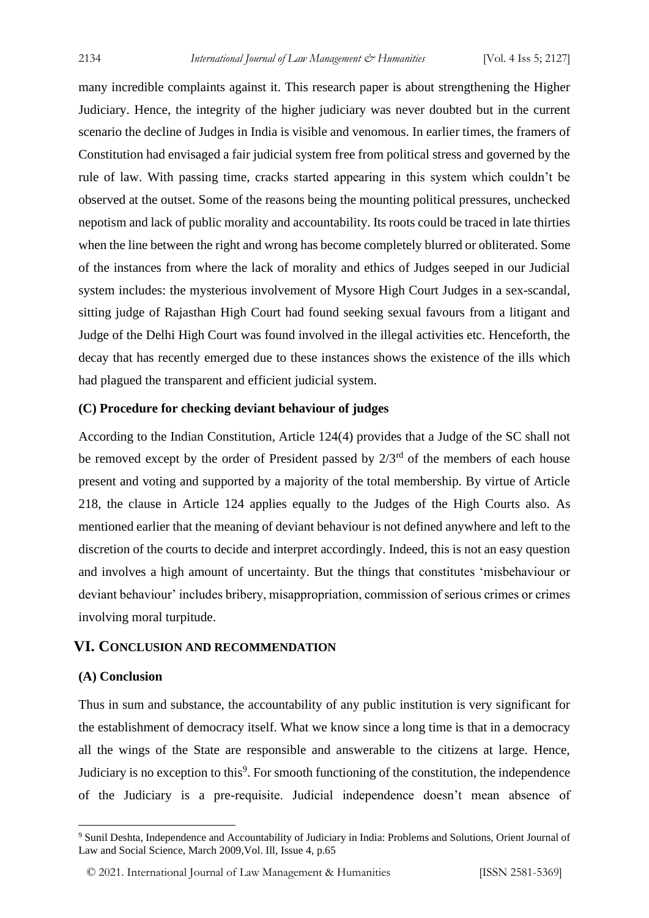many incredible complaints against it. This research paper is about strengthening the Higher Judiciary. Hence, the integrity of the higher judiciary was never doubted but in the current scenario the decline of Judges in India is visible and venomous. In earlier times, the framers of Constitution had envisaged a fair judicial system free from political stress and governed by the rule of law. With passing time, cracks started appearing in this system which couldn't be observed at the outset. Some of the reasons being the mounting political pressures, unchecked nepotism and lack of public morality and accountability. Its roots could be traced in late thirties when the line between the right and wrong has become completely blurred or obliterated. Some of the instances from where the lack of morality and ethics of Judges seeped in our Judicial system includes: the mysterious involvement of Mysore High Court Judges in a sex-scandal, sitting judge of Rajasthan High Court had found seeking sexual favours from a litigant and Judge of the Delhi High Court was found involved in the illegal activities etc. Henceforth, the decay that has recently emerged due to these instances shows the existence of the ills which had plagued the transparent and efficient judicial system.

### (C) Procedure for checking deviant behaviour of judges

According to the Indian Constitution, Article 124(4) provides that a Judge of the SC shall not be removed except by the order of President passed by 2/3rd of the members of each house present and voting and supported by a majority of the total membership. By virtue of Article 218, the clause in Article 124 applies equally to the Judges of the High Courts also. As mentioned earlier that the meaning of deviant behaviour is not defined anywhere and left to the discretion of the courts to decide and interpret accordingly. Indeed, this is not an easy question and involves a high amount of uncertainty. But the things that constitutes 'misbehaviour or deviant behaviour' includes bribery, misappropriation, commission of serious crimes or crimes involving moral turpitude.

## VI. Conclusion and Recommendation

### (A) Conclusion

Thus in sum and substance, the accountability of any public institution is very significant for the establishment of democracy itself. What we know since a long time is that in a democracy all the wings of the State are responsible and answerable to the citizens at large. Hence, Judiciary is no exception to this[9]. For smooth functioning of the constitution, the independence of the Judiciary is a pre-requisite. Judicial independence doesn't mean absence of

---

[9] Sunil Deshta, Independence and Accountability of Judiciary in India: Problems and Solutions, Orient Journal of Law and Social Science, March 2009,Vol. Ill, Issue 4, p.65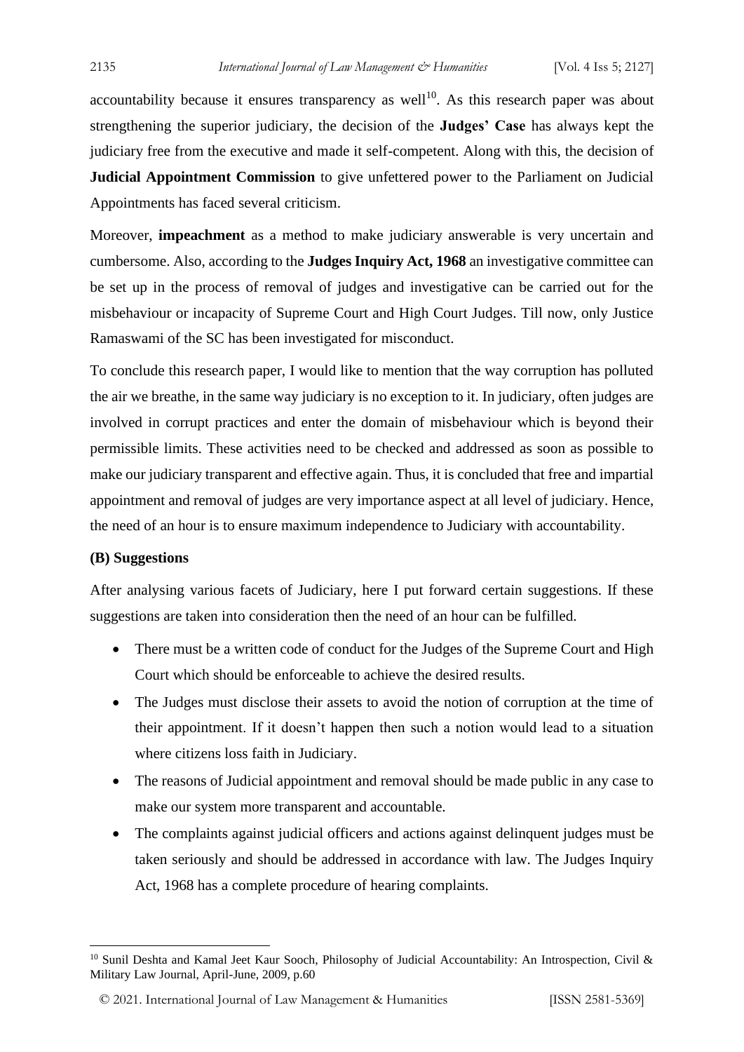accountability because it ensures transparency as well[10]. As this research paper was about strengthening the superior judiciary, the decision of the **Judges' Case** has always kept the judiciary free from the executive and made it self-competent. Along with this, the decision of **Judicial Appointment Commission** to give unfettered power to the Parliament on Judicial Appointments has faced several criticism.

Moreover, **impeachment** as a method to make judiciary answerable is very uncertain and cumbersome. Also, according to the **Judges Inquiry Act, 1968** an investigative committee can be set up in the process of removal of judges and investigative can be carried out for the misbehaviour or incapacity of Supreme Court and High Court Judges. Till now, only Justice Ramaswami of the SC has been investigated for misconduct.

To conclude this research paper, I would like to mention that the way corruption has polluted the air we breathe, in the same way judiciary is no exception to it. In judiciary, often judges are involved in corrupt practices and enter the domain of misbehaviour which is beyond their permissible limits. These activities need to be checked and addressed as soon as possible to make our judiciary transparent and effective again. Thus, it is concluded that free and impartial appointment and removal of judges are very importance aspect at all level of judiciary. Hence, the need of an hour is to ensure maximum independence to Judiciary with accountability.

### (B) Suggestions

After analysing various facets of Judiciary, here I put forward certain suggestions. If these suggestions are taken into consideration then the need of an hour can be fulfilled.

- There must be a written code of conduct for the Judges of the Supreme Court and High Court which should be enforceable to achieve the desired results.
- The Judges must disclose their assets to avoid the notion of corruption at the time of their appointment. If it doesn't happen then such a notion would lead to a situation where citizens loss faith in Judiciary.
- The reasons of Judicial appointment and removal should be made public in any case to make our system more transparent and accountable.
- The complaints against judicial officers and actions against delinquent judges must be taken seriously and should be addressed in accordance with law. The Judges Inquiry Act, 1968 has a complete procedure of hearing complaints.

---

[10] Sunil Deshta and Kamal Jeet Kaur Sooch, Philosophy of Judicial Accountability: An Introspection, Civil & Military Law Journal, April-June, 2009, p.60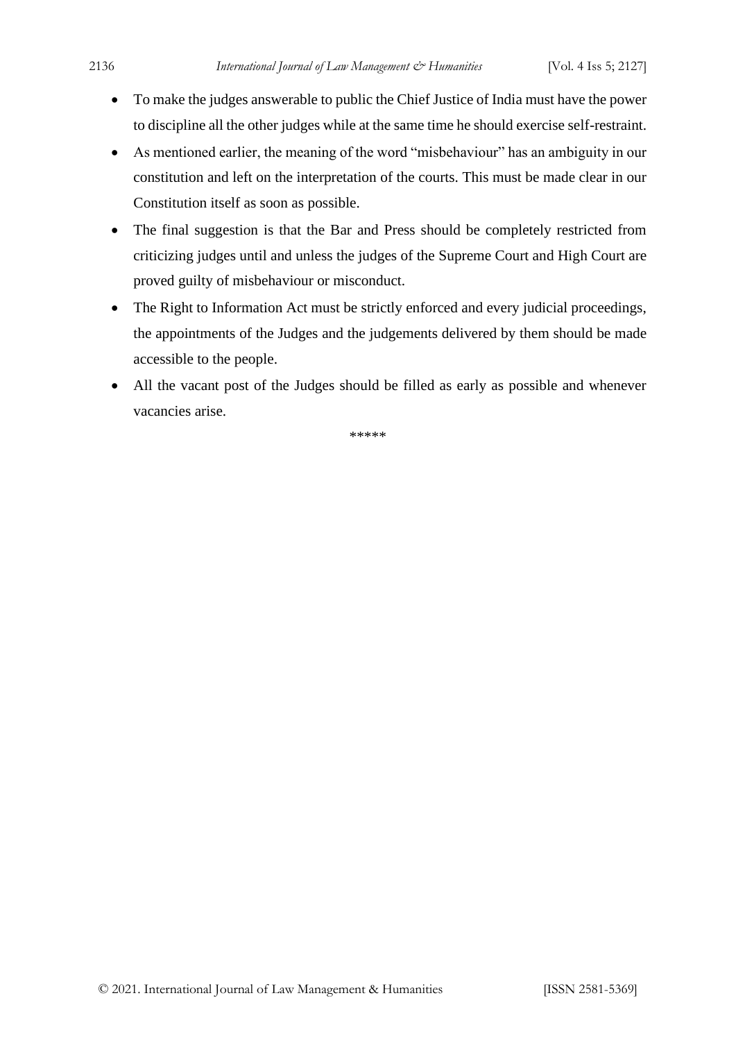- To make the judges answerable to public the Chief Justice of India must have the power to discipline all the other judges while at the same time he should exercise self-restraint.
- As mentioned earlier, the meaning of the word "misbehaviour" has an ambiguity in our constitution and left on the interpretation of the courts. This must be made clear in our Constitution itself as soon as possible.
- The final suggestion is that the Bar and Press should be completely restricted from criticizing judges until and unless the judges of the Supreme Court and High Court are proved guilty of misbehaviour or misconduct.
- The Right to Information Act must be strictly enforced and every judicial proceedings, the appointments of the Judges and the judgements delivered by them should be made accessible to the people.
- All the vacant post of the Judges should be filled as early as possible and whenever vacancies arise.

*****